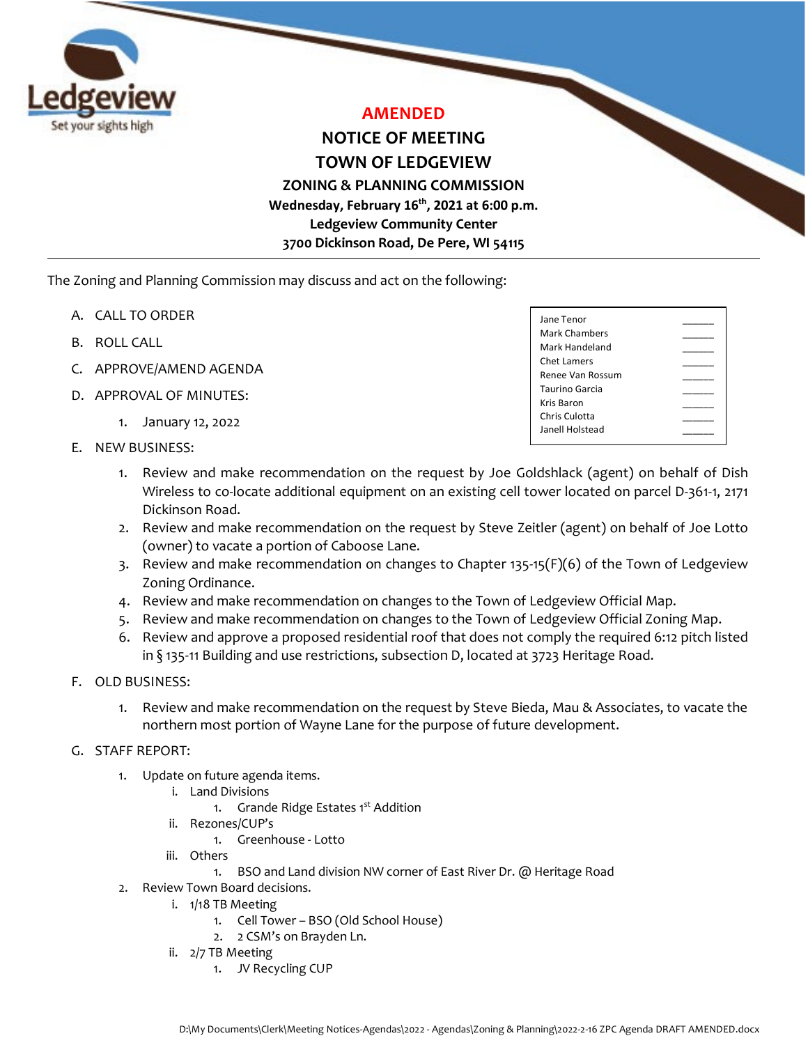Ledgeview

Set your sights high

# AMENDED

# NOTICE OF MEETING

# TOWN OF LEDGEVIEW

## ZONING & PLANNING COMMISSION

**Wednesday, February 16th, 2021 at 6:00 p.m.**

**Ledgeview Community Center**

**3700 Dickinson Road, De Pere, WI 54115**

---

The Zoning and Planning Commission may discuss and act on the following:

| | |
|---|---|
| Jane Tenor | \_\_\_\_\_ |
| Mark Chambers | \_\_\_\_\_ |
| Mark Handeland | \_\_\_\_\_ |
| Chet Lamers | \_\_\_\_\_ |
| Renee Van Rossum | \_\_\_\_\_ |
| Taurino Garcia | \_\_\_\_\_ |
| Kris Baron | \_\_\_\_\_ |
| Chris Culotta | \_\_\_\_\_ |
| Janell Holstead | \_\_\_\_\_ |

A. CALL TO ORDER

B. ROLL CALL

C. APPROVE/AMEND AGENDA

D. APPROVAL OF MINUTES:

   1. January 12, 2022

E. NEW BUSINESS:

   1. Review and make recommendation on the request by Joe Goldshlack (agent) on behalf of Dish Wireless to co-locate additional equipment on an existing cell tower located on parcel D-361-1, 2171 Dickinson Road.
   2. Review and make recommendation on the request by Steve Zeitler (agent) on behalf of Joe Lotto (owner) to vacate a portion of Caboose Lane.
   3. Review and make recommendation on changes to Chapter 135-15(F)(6) of the Town of Ledgeview Zoning Ordinance.
   4. Review and make recommendation on changes to the Town of Ledgeview Official Map.
   5. Review and make recommendation on changes to the Town of Ledgeview Official Zoning Map.
   6. Review and approve a proposed residential roof that does not comply the required 6:12 pitch listed in § 135-11 Building and use restrictions, subsection D, located at 3723 Heritage Road.

F. OLD BUSINESS:

   1. Review and make recommendation on the request by Steve Bieda, Mau & Associates, to vacate the northern most portion of Wayne Lane for the purpose of future development.

G. STAFF REPORT:

   1. Update on future agenda items.
      i. Land Divisions
         1. Grande Ridge Estates 1st Addition
      ii. Rezones/CUP's
         1. Greenhouse - Lotto
      iii. Others
         1. BSO and Land division NW corner of East River Dr. @ Heritage Road
   2. Review Town Board decisions.
      i. 1/18 TB Meeting
         1. Cell Tower – BSO (Old School House)
         2. 2 CSM's on Brayden Ln.
      ii. 2/7 TB Meeting
         1. JV Recycling CUP

D:\My Documents\Clerk\Meeting Notices-Agendas\2022 - Agendas\Zoning & Planning\2022-2-16 ZPC Agenda DRAFT AMENDED.docx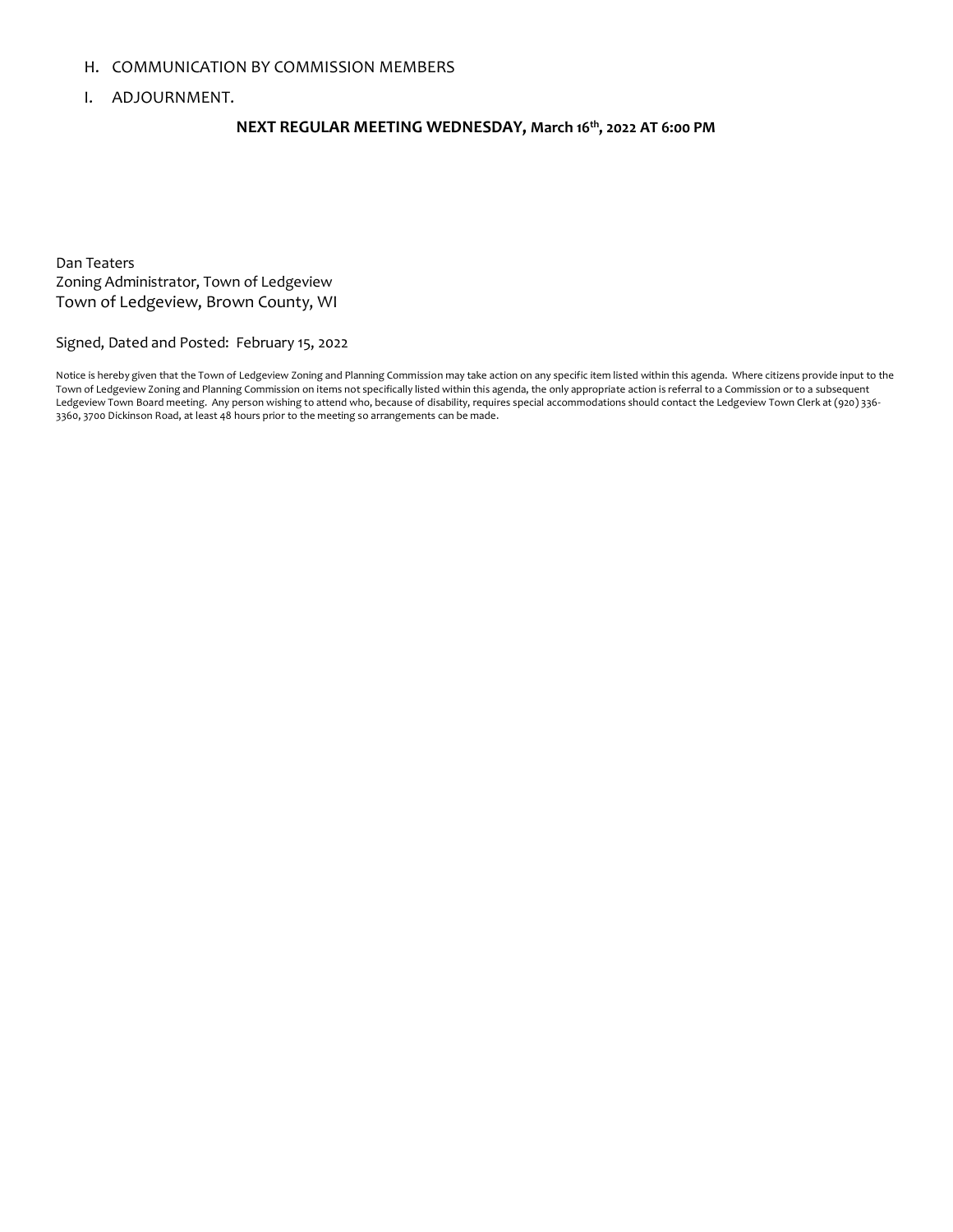H. COMMUNICATION BY COMMISSION MEMBERS

I. ADJOURNMENT.

**NEXT REGULAR MEETING WEDNESDAY, March 16th, 2022 AT 6:00 PM**

Dan Teaters
Zoning Administrator, Town of Ledgeview
Town of Ledgeview, Brown County, WI

Signed, Dated and Posted: February 15, 2022

Notice is hereby given that the Town of Ledgeview Zoning and Planning Commission may take action on any specific item listed within this agenda. Where citizens provide input to the Town of Ledgeview Zoning and Planning Commission on items not specifically listed within this agenda, the only appropriate action is referral to a Commission or to a subsequent Ledgeview Town Board meeting. Any person wishing to attend who, because of disability, requires special accommodations should contact the Ledgeview Town Clerk at (920) 336-3360, 3700 Dickinson Road, at least 48 hours prior to the meeting so arrangements can be made.